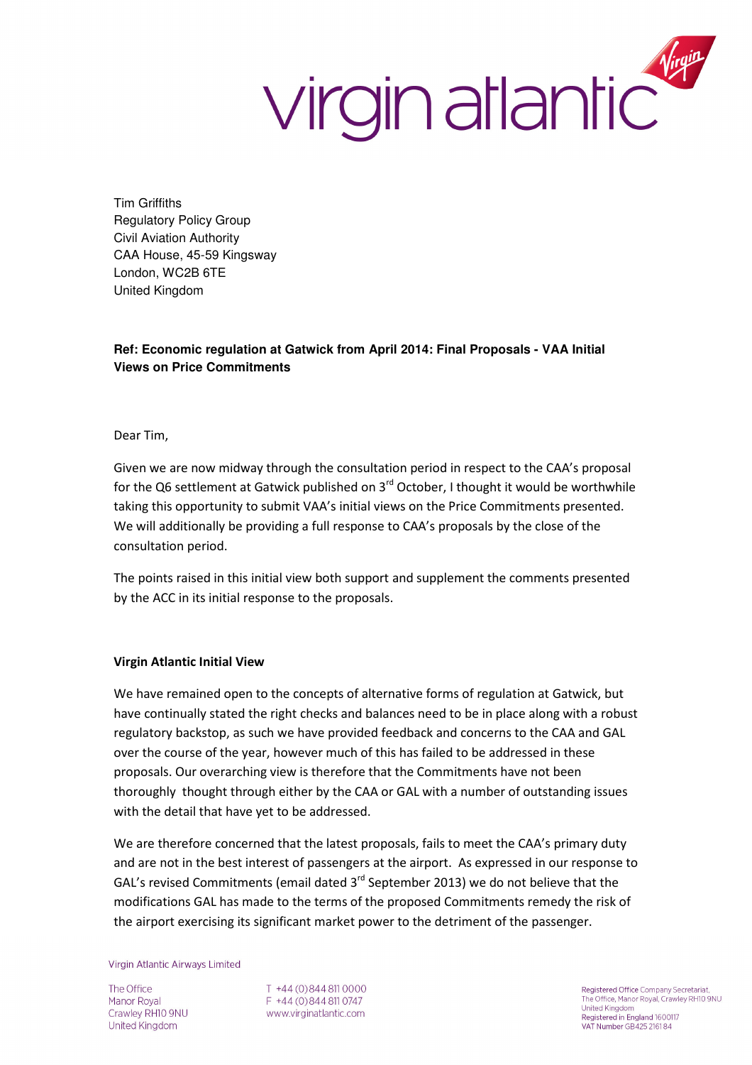virgin atlantic

Tim Griffiths
Regulatory Policy Group
Civil Aviation Authority
CAA House, 45-59 Kingsway
London, WC2B 6TE
United Kingdom

**Ref: Economic regulation at Gatwick from April 2014: Final Proposals - VAA Initial Views on Price Commitments**

Dear Tim,

Given we are now midway through the consultation period in respect to the CAA's proposal for the Q6 settlement at Gatwick published on 3rd October, I thought it would be worthwhile taking this opportunity to submit VAA's initial views on the Price Commitments presented. We will additionally be providing a full response to CAA's proposals by the close of the consultation period.

The points raised in this initial view both support and supplement the comments presented by the ACC in its initial response to the proposals.

**Virgin Atlantic Initial View**

We have remained open to the concepts of alternative forms of regulation at Gatwick, but have continually stated the right checks and balances need to be in place along with a robust regulatory backstop, as such we have provided feedback and concerns to the CAA and GAL over the course of the year, however much of this has failed to be addressed in these proposals. Our overarching view is therefore that the Commitments have not been thoroughly thought through either by the CAA or GAL with a number of outstanding issues with the detail that have yet to be addressed.

We are therefore concerned that the latest proposals, fails to meet the CAA's primary duty and are not in the best interest of passengers at the airport. As expressed in our response to GAL's revised Commitments (email dated 3rd September 2013) we do not believe that the modifications GAL has made to the terms of the proposed Commitments remedy the risk of the airport exercising its significant market power to the detriment of the passenger.

Virgin Atlantic Airways Limited

The Office
Manor Royal
Crawley RH10 9NU
United Kingdom

T +44 (0)844 811 0000
F +44 (0)844 811 0747
www.virginatlantic.com

Registered Office Company Secretariat,
The Office, Manor Royal, Crawley RH10 9NU
United Kingdom
Registered in England 1600117
VAT Number GB425 2161 84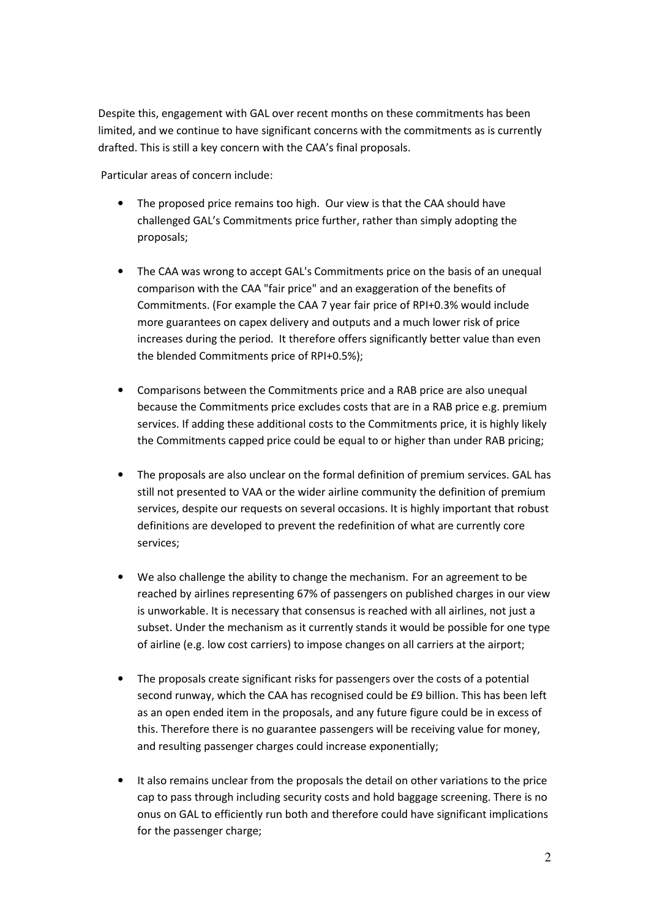Despite this, engagement with GAL over recent months on these commitments has been limited, and we continue to have significant concerns with the commitments as is currently drafted. This is still a key concern with the CAA's final proposals.

Particular areas of concern include:

- The proposed price remains too high. Our view is that the CAA should have challenged GAL's Commitments price further, rather than simply adopting the proposals;

- The CAA was wrong to accept GAL's Commitments price on the basis of an unequal comparison with the CAA "fair price" and an exaggeration of the benefits of Commitments. (For example the CAA 7 year fair price of RPI+0.3% would include more guarantees on capex delivery and outputs and a much lower risk of price increases during the period. It therefore offers significantly better value than even the blended Commitments price of RPI+0.5%);

- Comparisons between the Commitments price and a RAB price are also unequal because the Commitments price excludes costs that are in a RAB price e.g. premium services. If adding these additional costs to the Commitments price, it is highly likely the Commitments capped price could be equal to or higher than under RAB pricing;

- The proposals are also unclear on the formal definition of premium services. GAL has still not presented to VAA or the wider airline community the definition of premium services, despite our requests on several occasions. It is highly important that robust definitions are developed to prevent the redefinition of what are currently core services;

- We also challenge the ability to change the mechanism. For an agreement to be reached by airlines representing 67% of passengers on published charges in our view is unworkable. It is necessary that consensus is reached with all airlines, not just a subset. Under the mechanism as it currently stands it would be possible for one type of airline (e.g. low cost carriers) to impose changes on all carriers at the airport;

- The proposals create significant risks for passengers over the costs of a potential second runway, which the CAA has recognised could be £9 billion. This has been left as an open ended item in the proposals, and any future figure could be in excess of this. Therefore there is no guarantee passengers will be receiving value for money, and resulting passenger charges could increase exponentially;

- It also remains unclear from the proposals the detail on other variations to the price cap to pass through including security costs and hold baggage screening. There is no onus on GAL to efficiently run both and therefore could have significant implications for the passenger charge;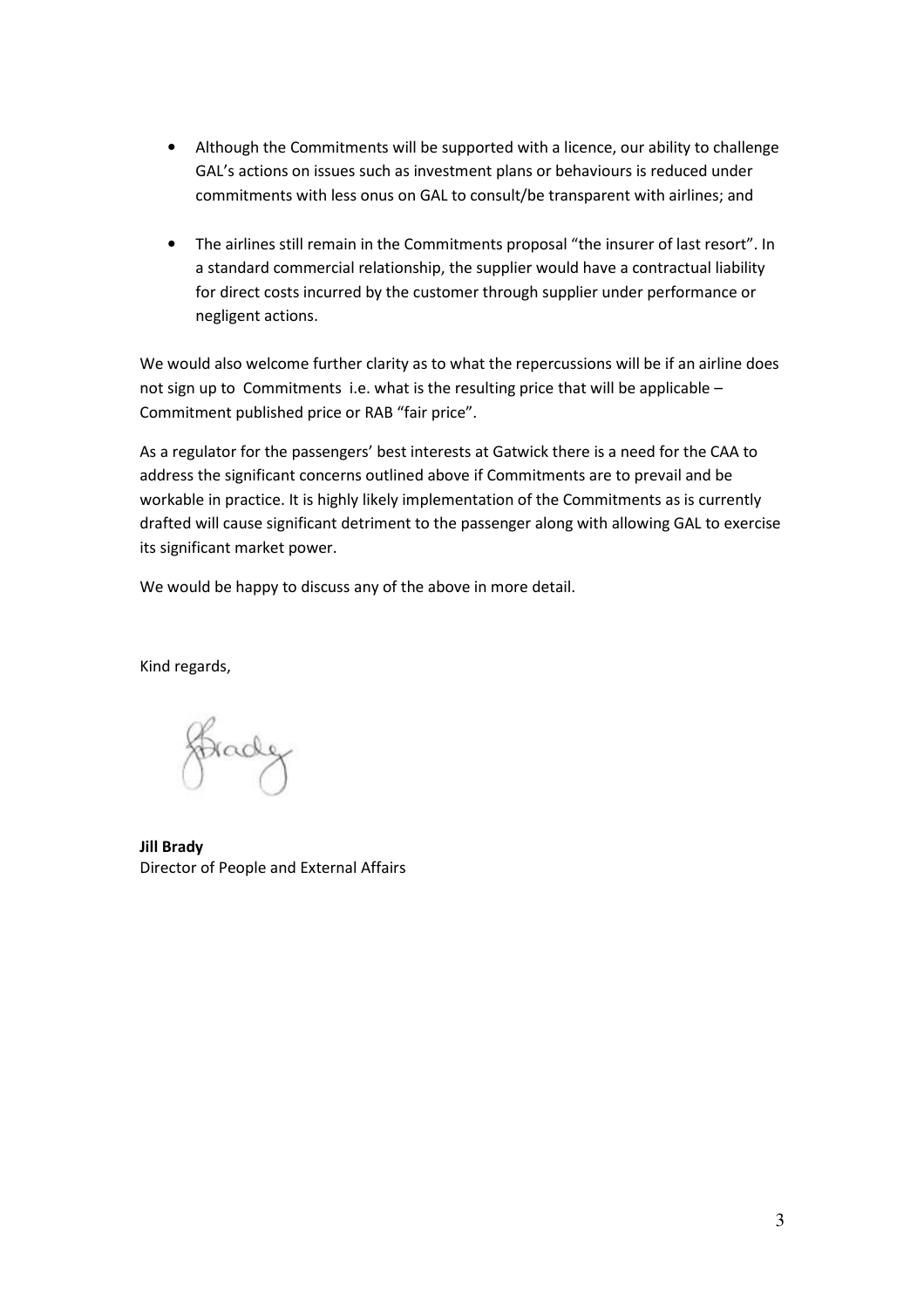- Although the Commitments will be supported with a licence, our ability to challenge GAL's actions on issues such as investment plans or behaviours is reduced under commitments with less onus on GAL to consult/be transparent with airlines; and

- The airlines still remain in the Commitments proposal "the insurer of last resort". In a standard commercial relationship, the supplier would have a contractual liability for direct costs incurred by the customer through supplier under performance or negligent actions.

We would also welcome further clarity as to what the repercussions will be if an airline does not sign up to Commitments i.e. what is the resulting price that will be applicable – Commitment published price or RAB "fair price".

As a regulator for the passengers' best interests at Gatwick there is a need for the CAA to address the significant concerns outlined above if Commitments are to prevail and be workable in practice. It is highly likely implementation of the Commitments as is currently drafted will cause significant detriment to the passenger along with allowing GAL to exercise its significant market power.

We would be happy to discuss any of the above in more detail.

Kind regards,

**Jill Brady**
Director of People and External Affairs